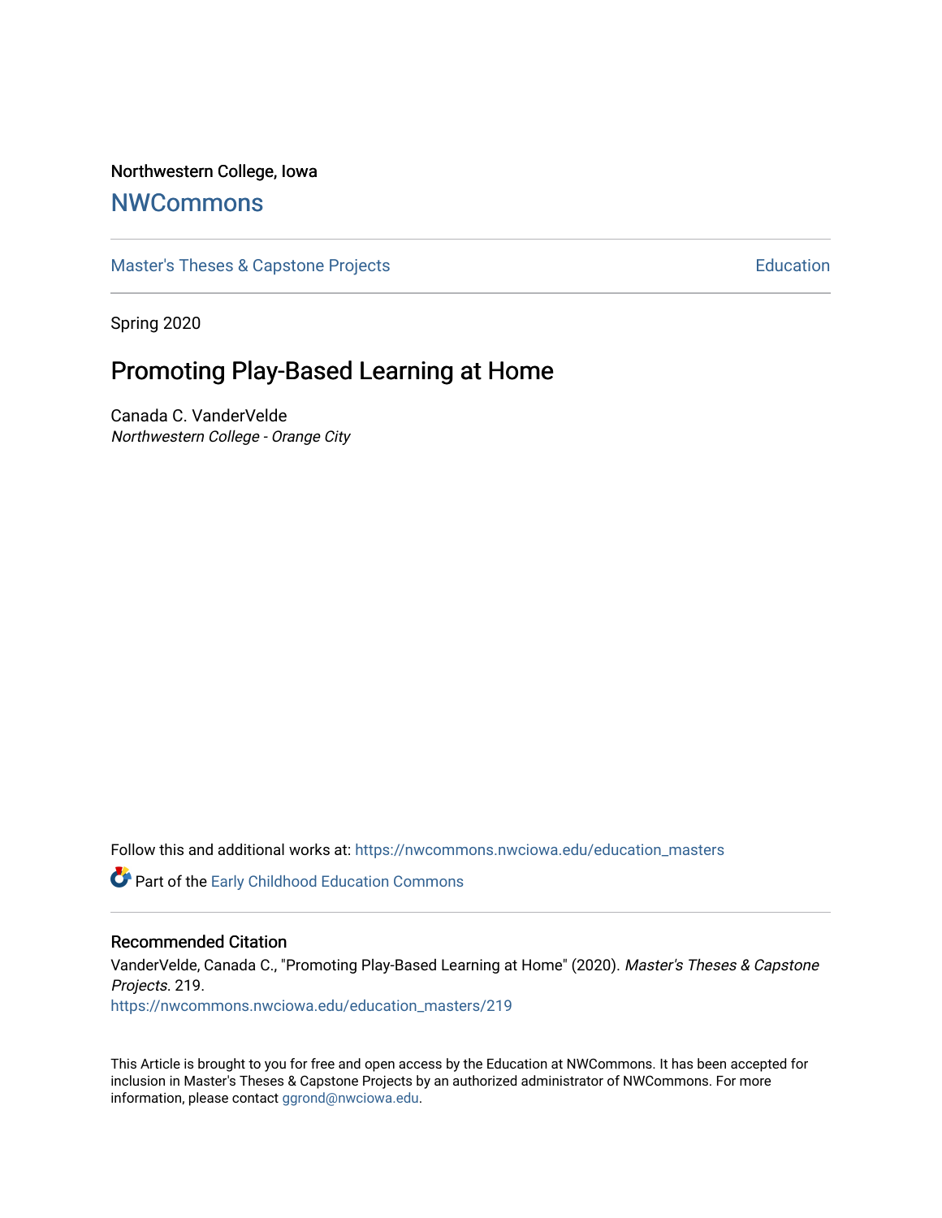Northwestern College, Iowa

# NWCommons

Master's Theses & Capstone Projects | Education

Spring 2020

## Promoting Play-Based Learning at Home

Canada C. VanderVelde
*Northwestern College - Orange City*

Follow this and additional works at: https://nwcommons.nwciowa.edu/education_masters

Part of the Early Childhood Education Commons

### Recommended Citation

VanderVelde, Canada C., "Promoting Play-Based Learning at Home" (2020). *Master's Theses & Capstone Projects*. 219.
https://nwcommons.nwciowa.edu/education_masters/219

This Article is brought to you for free and open access by the Education at NWCommons. It has been accepted for inclusion in Master's Theses & Capstone Projects by an authorized administrator of NWCommons. For more information, please contact ggrond@nwciowa.edu.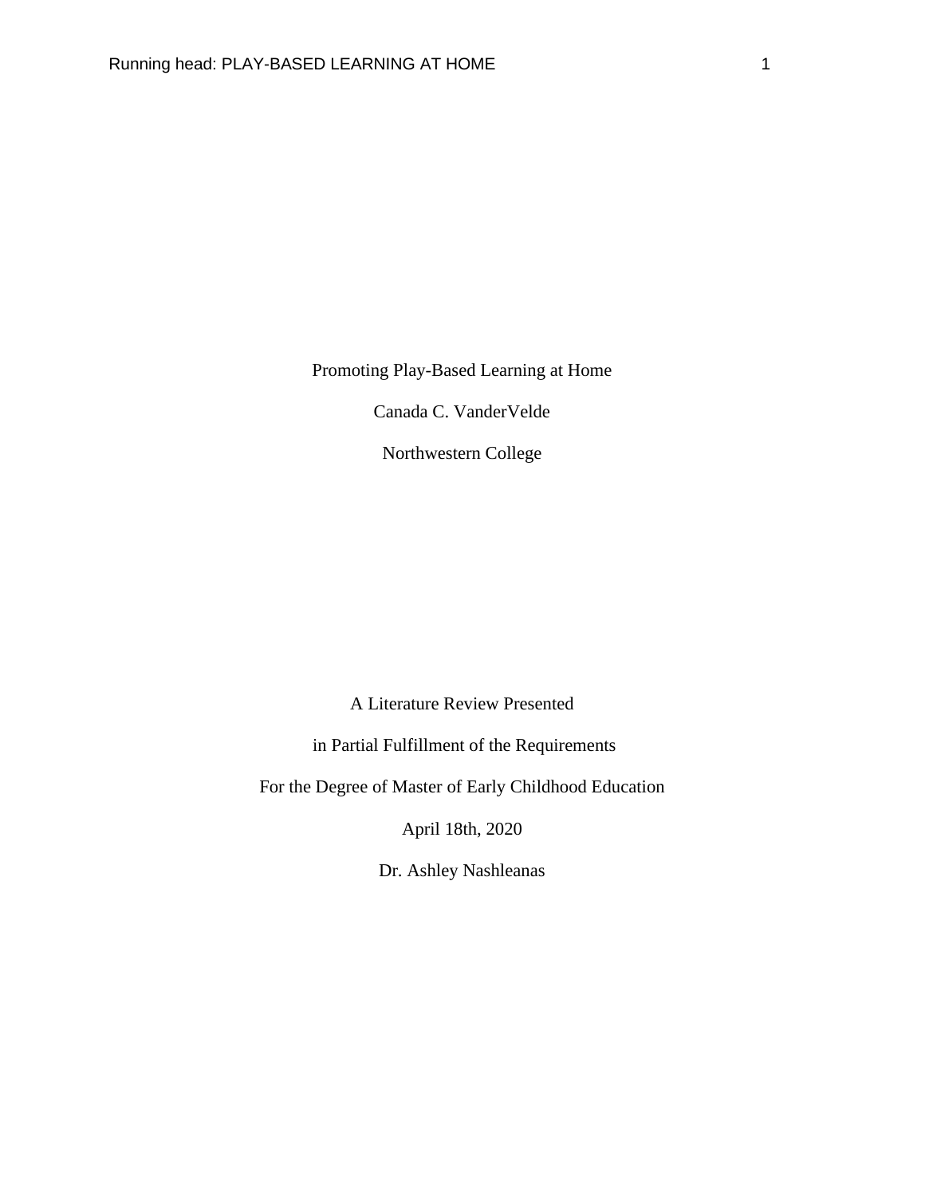Promoting Play-Based Learning at Home

Canada C. VanderVelde

Northwestern College

A Literature Review Presented

in Partial Fulfillment of the Requirements

For the Degree of Master of Early Childhood Education

April 18th, 2020

Dr. Ashley Nashleanas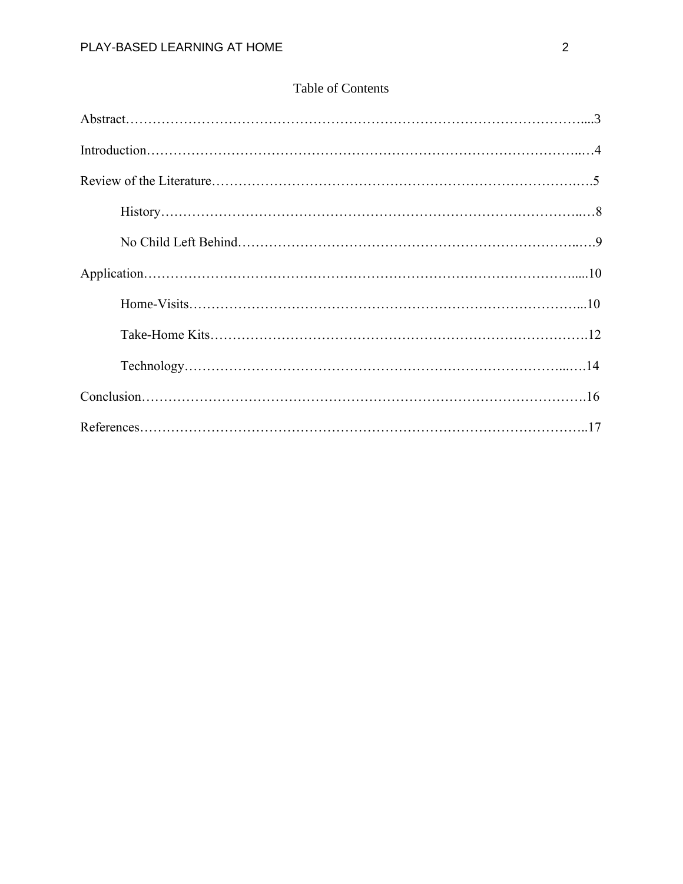# Table of Contents

Abstract……………………………………………………………………………………….....3

Introduction……………………………………………………………………………………..…4

Review of the Literature………………………………………………………………………….5

History…………………………………………………………………………………..…8

No Child Left Behind……………………………………………………………………..…9

Application……………………………………………………………………………………....10

Home-Visits………………………………………………………………………………...10

Take-Home Kits……………………………………………………………………………12

Technology……………………………………………………………………………...…14

Conclusion………………………………………………………………………………………16

References………………………………………………………………………………………..17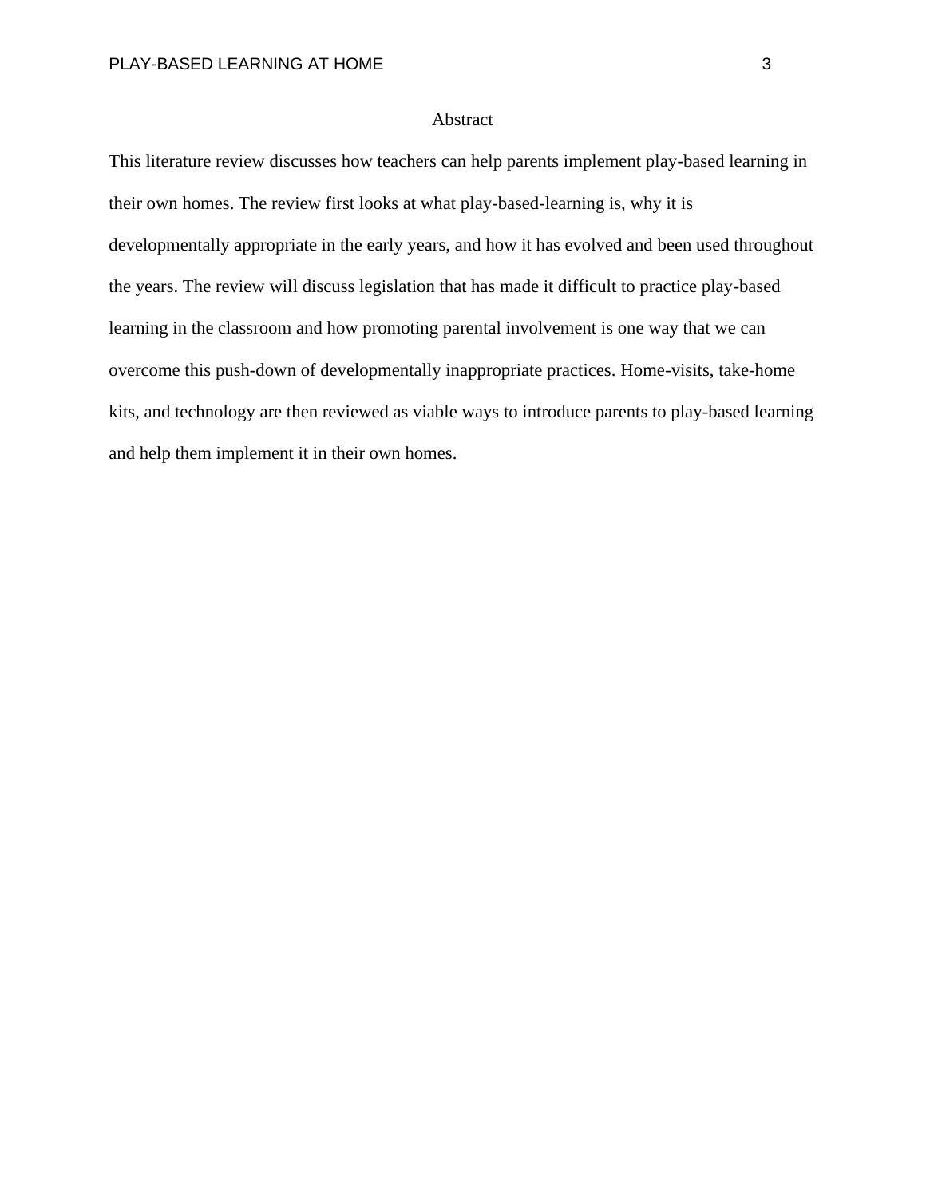# Abstract

This literature review discusses how teachers can help parents implement play-based learning in their own homes. The review first looks at what play-based-learning is, why it is developmentally appropriate in the early years, and how it has evolved and been used throughout the years. The review will discuss legislation that has made it difficult to practice play-based learning in the classroom and how promoting parental involvement is one way that we can overcome this push-down of developmentally inappropriate practices. Home-visits, take-home kits, and technology are then reviewed as viable ways to introduce parents to play-based learning and help them implement it in their own homes.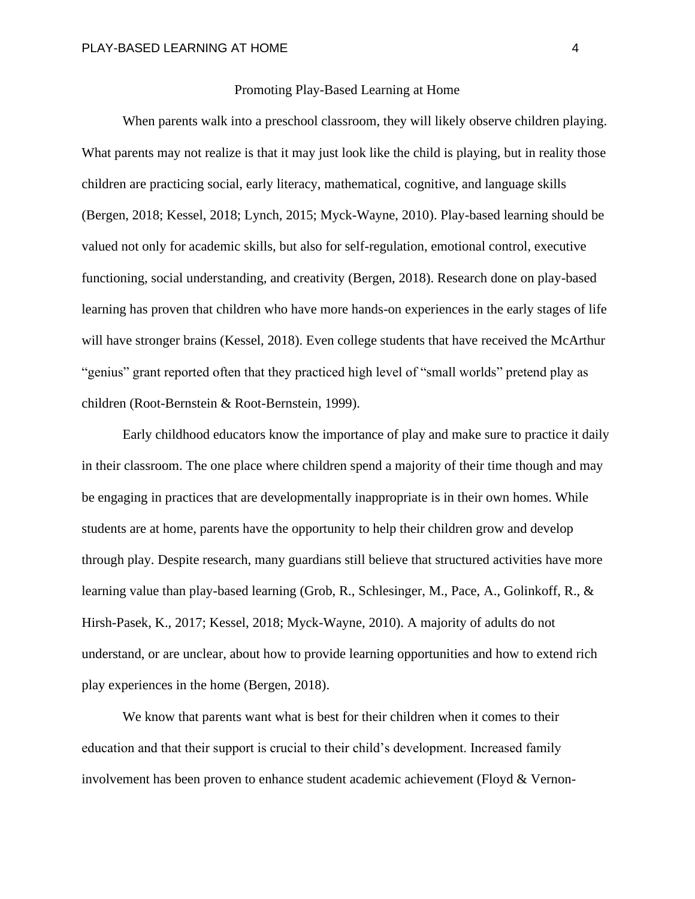# Promoting Play-Based Learning at Home

When parents walk into a preschool classroom, they will likely observe children playing. What parents may not realize is that it may just look like the child is playing, but in reality those children are practicing social, early literacy, mathematical, cognitive, and language skills (Bergen, 2018; Kessel, 2018; Lynch, 2015; Myck-Wayne, 2010). Play-based learning should be valued not only for academic skills, but also for self-regulation, emotional control, executive functioning, social understanding, and creativity (Bergen, 2018). Research done on play-based learning has proven that children who have more hands-on experiences in the early stages of life will have stronger brains (Kessel, 2018). Even college students that have received the McArthur "genius" grant reported often that they practiced high level of "small worlds" pretend play as children (Root-Bernstein & Root-Bernstein, 1999).

Early childhood educators know the importance of play and make sure to practice it daily in their classroom. The one place where children spend a majority of their time though and may be engaging in practices that are developmentally inappropriate is in their own homes. While students are at home, parents have the opportunity to help their children grow and develop through play. Despite research, many guardians still believe that structured activities have more learning value than play-based learning (Grob, R., Schlesinger, M., Pace, A., Golinkoff, R., & Hirsh-Pasek, K., 2017; Kessel, 2018; Myck-Wayne, 2010). A majority of adults do not understand, or are unclear, about how to provide learning opportunities and how to extend rich play experiences in the home (Bergen, 2018).

We know that parents want what is best for their children when it comes to their education and that their support is crucial to their child's development. Increased family involvement has been proven to enhance student academic achievement (Floyd & Vernon-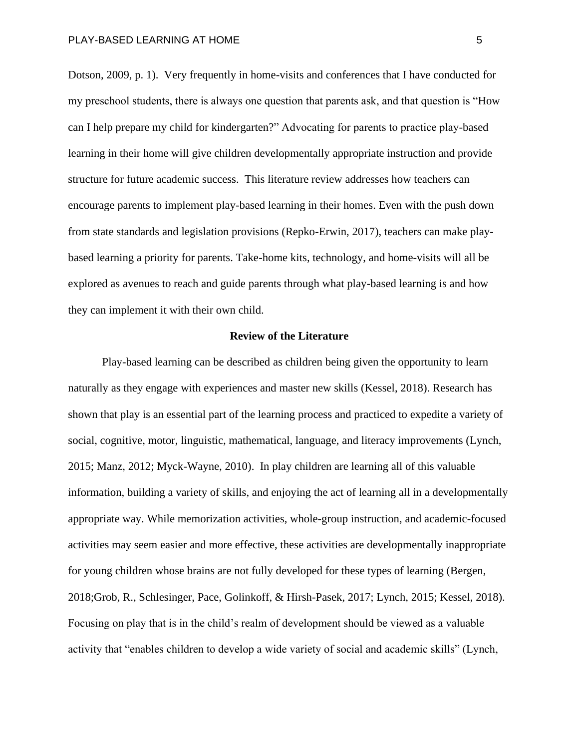Dotson, 2009, p. 1). Very frequently in home-visits and conferences that I have conducted for my preschool students, there is always one question that parents ask, and that question is "How can I help prepare my child for kindergarten?" Advocating for parents to practice play-based learning in their home will give children developmentally appropriate instruction and provide structure for future academic success. This literature review addresses how teachers can encourage parents to implement play-based learning in their homes. Even with the push down from state standards and legislation provisions (Repko-Erwin, 2017), teachers can make play-based learning a priority for parents. Take-home kits, technology, and home-visits will all be explored as avenues to reach and guide parents through what play-based learning is and how they can implement it with their own child.

## Review of the Literature

Play-based learning can be described as children being given the opportunity to learn naturally as they engage with experiences and master new skills (Kessel, 2018). Research has shown that play is an essential part of the learning process and practiced to expedite a variety of social, cognitive, motor, linguistic, mathematical, language, and literacy improvements (Lynch, 2015; Manz, 2012; Myck-Wayne, 2010). In play children are learning all of this valuable information, building a variety of skills, and enjoying the act of learning all in a developmentally appropriate way. While memorization activities, whole-group instruction, and academic-focused activities may seem easier and more effective, these activities are developmentally inappropriate for young children whose brains are not fully developed for these types of learning (Bergen, 2018;Grob, R., Schlesinger, Pace, Golinkoff, & Hirsh-Pasek, 2017; Lynch, 2015; Kessel, 2018). Focusing on play that is in the child's realm of development should be viewed as a valuable activity that "enables children to develop a wide variety of social and academic skills" (Lynch,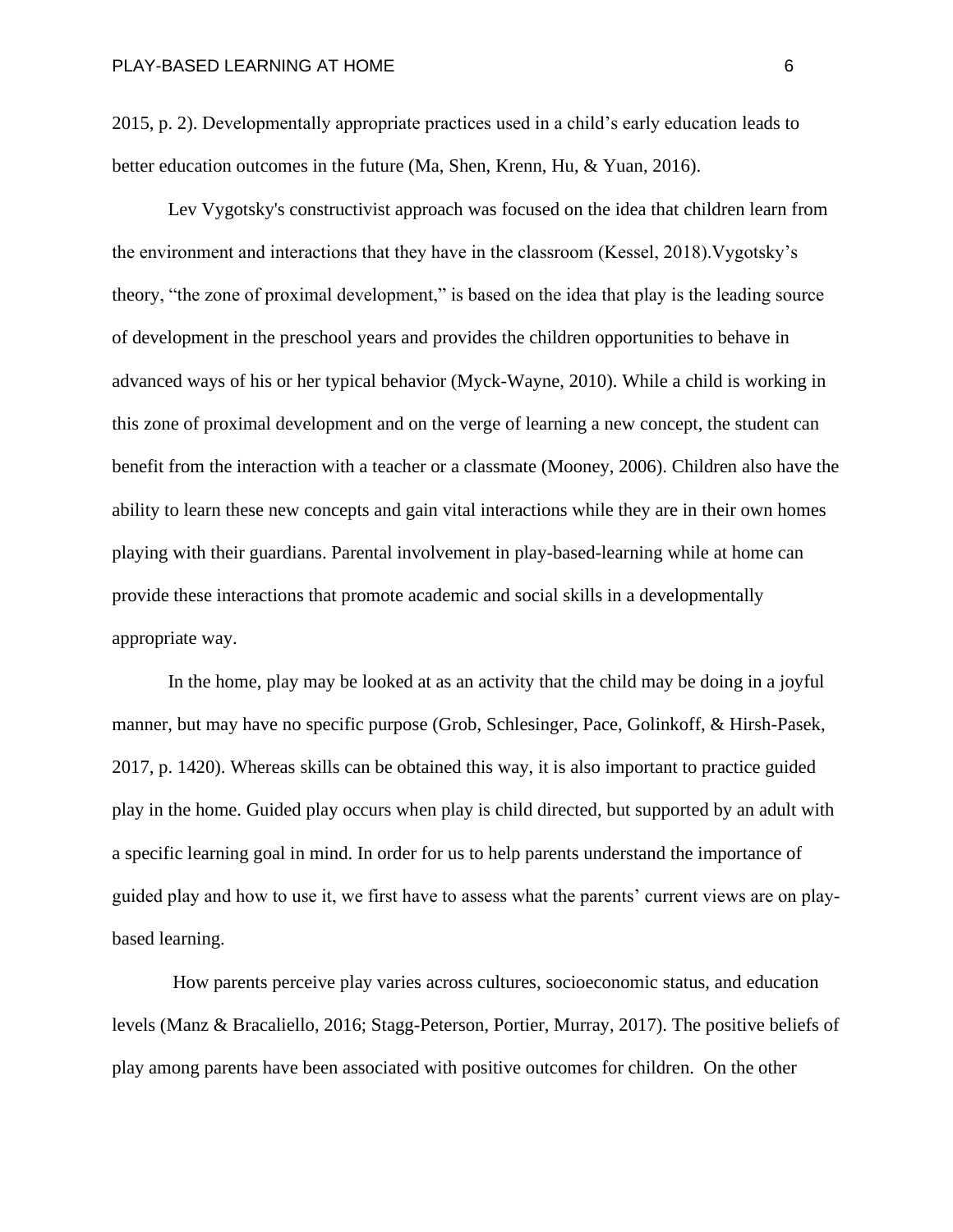2015, p. 2). Developmentally appropriate practices used in a child's early education leads to better education outcomes in the future (Ma, Shen, Krenn, Hu, & Yuan, 2016).

Lev Vygotsky's constructivist approach was focused on the idea that children learn from the environment and interactions that they have in the classroom (Kessel, 2018).Vygotsky's theory, "the zone of proximal development," is based on the idea that play is the leading source of development in the preschool years and provides the children opportunities to behave in advanced ways of his or her typical behavior (Myck-Wayne, 2010). While a child is working in this zone of proximal development and on the verge of learning a new concept, the student can benefit from the interaction with a teacher or a classmate (Mooney, 2006). Children also have the ability to learn these new concepts and gain vital interactions while they are in their own homes playing with their guardians. Parental involvement in play-based-learning while at home can provide these interactions that promote academic and social skills in a developmentally appropriate way.

In the home, play may be looked at as an activity that the child may be doing in a joyful manner, but may have no specific purpose (Grob, Schlesinger, Pace, Golinkoff, & Hirsh-Pasek, 2017, p. 1420). Whereas skills can be obtained this way, it is also important to practice guided play in the home. Guided play occurs when play is child directed, but supported by an adult with a specific learning goal in mind. In order for us to help parents understand the importance of guided play and how to use it, we first have to assess what the parents' current views are on play-based learning.

How parents perceive play varies across cultures, socioeconomic status, and education levels (Manz & Bracaliello, 2016; Stagg-Peterson, Portier, Murray, 2017). The positive beliefs of play among parents have been associated with positive outcomes for children. On the other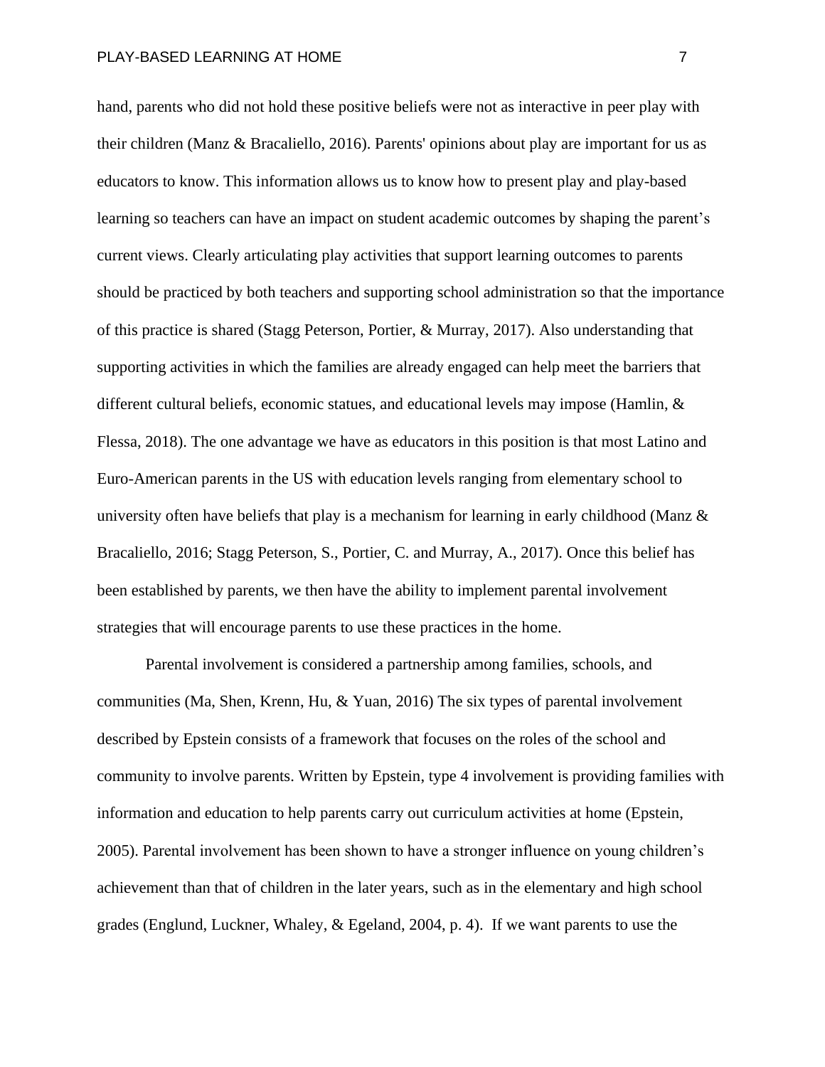hand, parents who did not hold these positive beliefs were not as interactive in peer play with their children (Manz & Bracaliello, 2016). Parents' opinions about play are important for us as educators to know. This information allows us to know how to present play and play-based learning so teachers can have an impact on student academic outcomes by shaping the parent's current views. Clearly articulating play activities that support learning outcomes to parents should be practiced by both teachers and supporting school administration so that the importance of this practice is shared (Stagg Peterson, Portier, & Murray, 2017). Also understanding that supporting activities in which the families are already engaged can help meet the barriers that different cultural beliefs, economic statues, and educational levels may impose (Hamlin, & Flessa, 2018). The one advantage we have as educators in this position is that most Latino and Euro-American parents in the US with education levels ranging from elementary school to university often have beliefs that play is a mechanism for learning in early childhood (Manz & Bracaliello, 2016; Stagg Peterson, S., Portier, C. and Murray, A., 2017). Once this belief has been established by parents, we then have the ability to implement parental involvement strategies that will encourage parents to use these practices in the home.

Parental involvement is considered a partnership among families, schools, and communities (Ma, Shen, Krenn, Hu, & Yuan, 2016) The six types of parental involvement described by Epstein consists of a framework that focuses on the roles of the school and community to involve parents. Written by Epstein, type 4 involvement is providing families with information and education to help parents carry out curriculum activities at home (Epstein, 2005). Parental involvement has been shown to have a stronger influence on young children's achievement than that of children in the later years, such as in the elementary and high school grades (Englund, Luckner, Whaley, & Egeland, 2004, p. 4). If we want parents to use the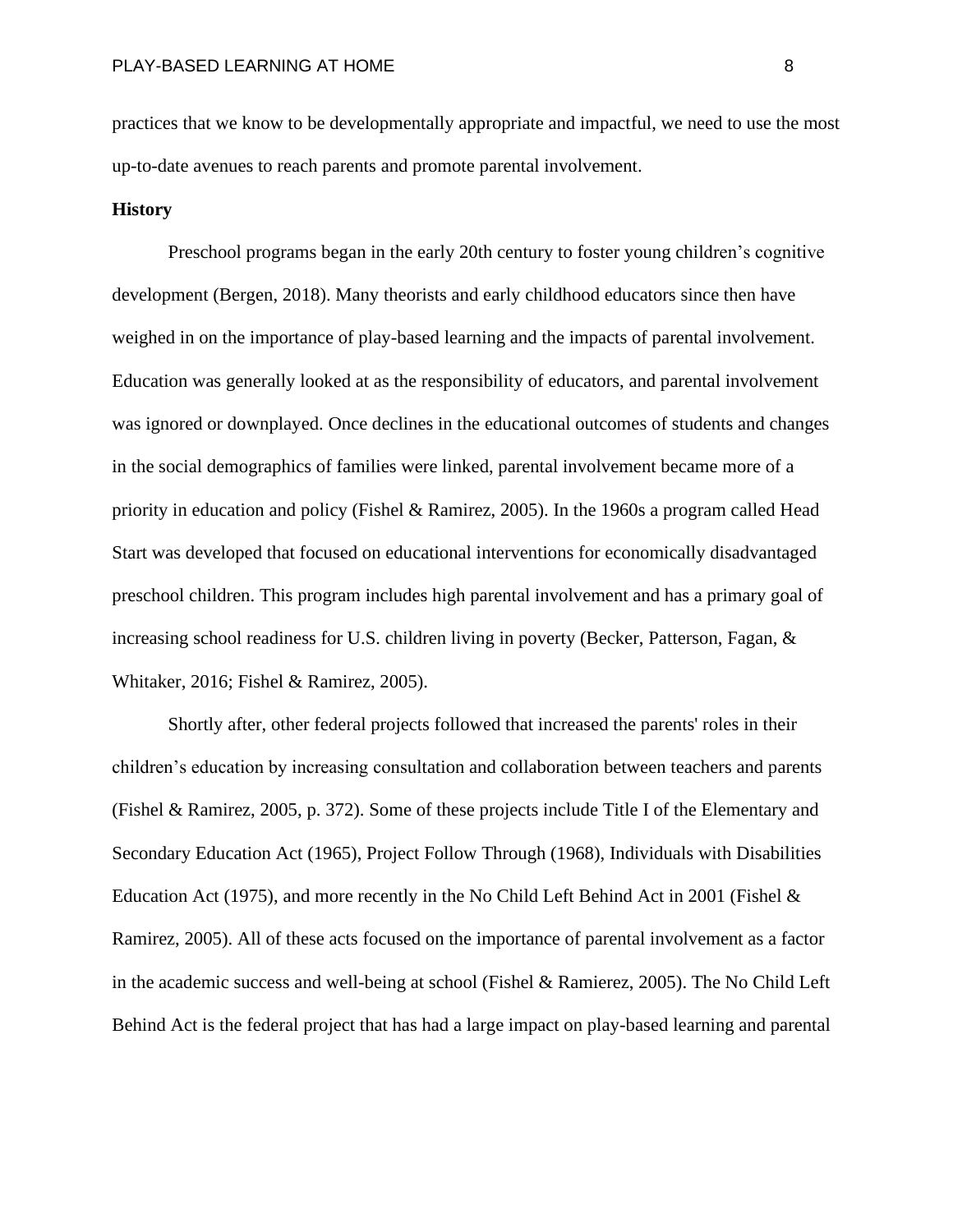practices that we know to be developmentally appropriate and impactful, we need to use the most up-to-date avenues to reach parents and promote parental involvement.

**History**

Preschool programs began in the early 20th century to foster young children's cognitive development (Bergen, 2018). Many theorists and early childhood educators since then have weighed in on the importance of play-based learning and the impacts of parental involvement. Education was generally looked at as the responsibility of educators, and parental involvement was ignored or downplayed. Once declines in the educational outcomes of students and changes in the social demographics of families were linked, parental involvement became more of a priority in education and policy (Fishel & Ramirez, 2005). In the 1960s a program called Head Start was developed that focused on educational interventions for economically disadvantaged preschool children. This program includes high parental involvement and has a primary goal of increasing school readiness for U.S. children living in poverty (Becker, Patterson, Fagan, & Whitaker, 2016; Fishel & Ramirez, 2005).

Shortly after, other federal projects followed that increased the parents' roles in their children's education by increasing consultation and collaboration between teachers and parents (Fishel & Ramirez, 2005, p. 372). Some of these projects include Title I of the Elementary and Secondary Education Act (1965), Project Follow Through (1968), Individuals with Disabilities Education Act (1975), and more recently in the No Child Left Behind Act in 2001 (Fishel & Ramirez, 2005). All of these acts focused on the importance of parental involvement as a factor in the academic success and well-being at school (Fishel & Ramierez, 2005). The No Child Left Behind Act is the federal project that has had a large impact on play-based learning and parental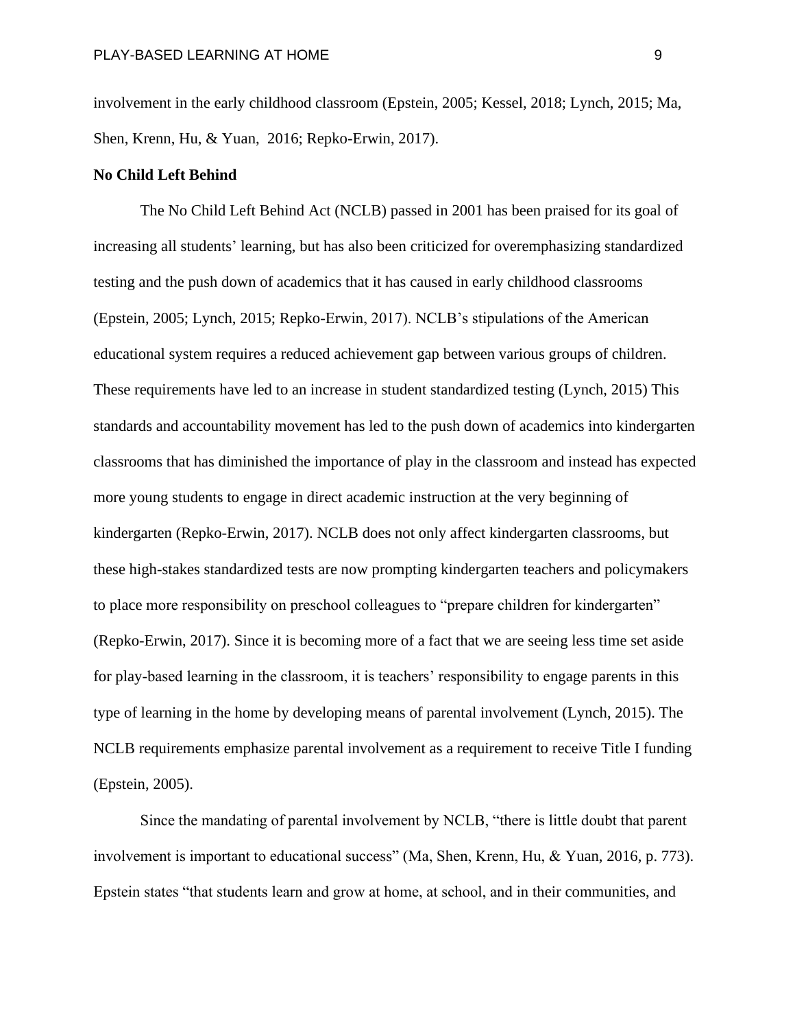involvement in the early childhood classroom (Epstein, 2005; Kessel, 2018; Lynch, 2015; Ma, Shen, Krenn, Hu, & Yuan, 2016; Repko-Erwin, 2017).

**No Child Left Behind**

The No Child Left Behind Act (NCLB) passed in 2001 has been praised for its goal of increasing all students' learning, but has also been criticized for overemphasizing standardized testing and the push down of academics that it has caused in early childhood classrooms (Epstein, 2005; Lynch, 2015; Repko-Erwin, 2017). NCLB's stipulations of the American educational system requires a reduced achievement gap between various groups of children. These requirements have led to an increase in student standardized testing (Lynch, 2015) This standards and accountability movement has led to the push down of academics into kindergarten classrooms that has diminished the importance of play in the classroom and instead has expected more young students to engage in direct academic instruction at the very beginning of kindergarten (Repko-Erwin, 2017). NCLB does not only affect kindergarten classrooms, but these high-stakes standardized tests are now prompting kindergarten teachers and policymakers to place more responsibility on preschool colleagues to "prepare children for kindergarten" (Repko-Erwin, 2017). Since it is becoming more of a fact that we are seeing less time set aside for play-based learning in the classroom, it is teachers' responsibility to engage parents in this type of learning in the home by developing means of parental involvement (Lynch, 2015). The NCLB requirements emphasize parental involvement as a requirement to receive Title I funding (Epstein, 2005).

Since the mandating of parental involvement by NCLB, "there is little doubt that parent involvement is important to educational success" (Ma, Shen, Krenn, Hu, & Yuan, 2016, p. 773). Epstein states "that students learn and grow at home, at school, and in their communities, and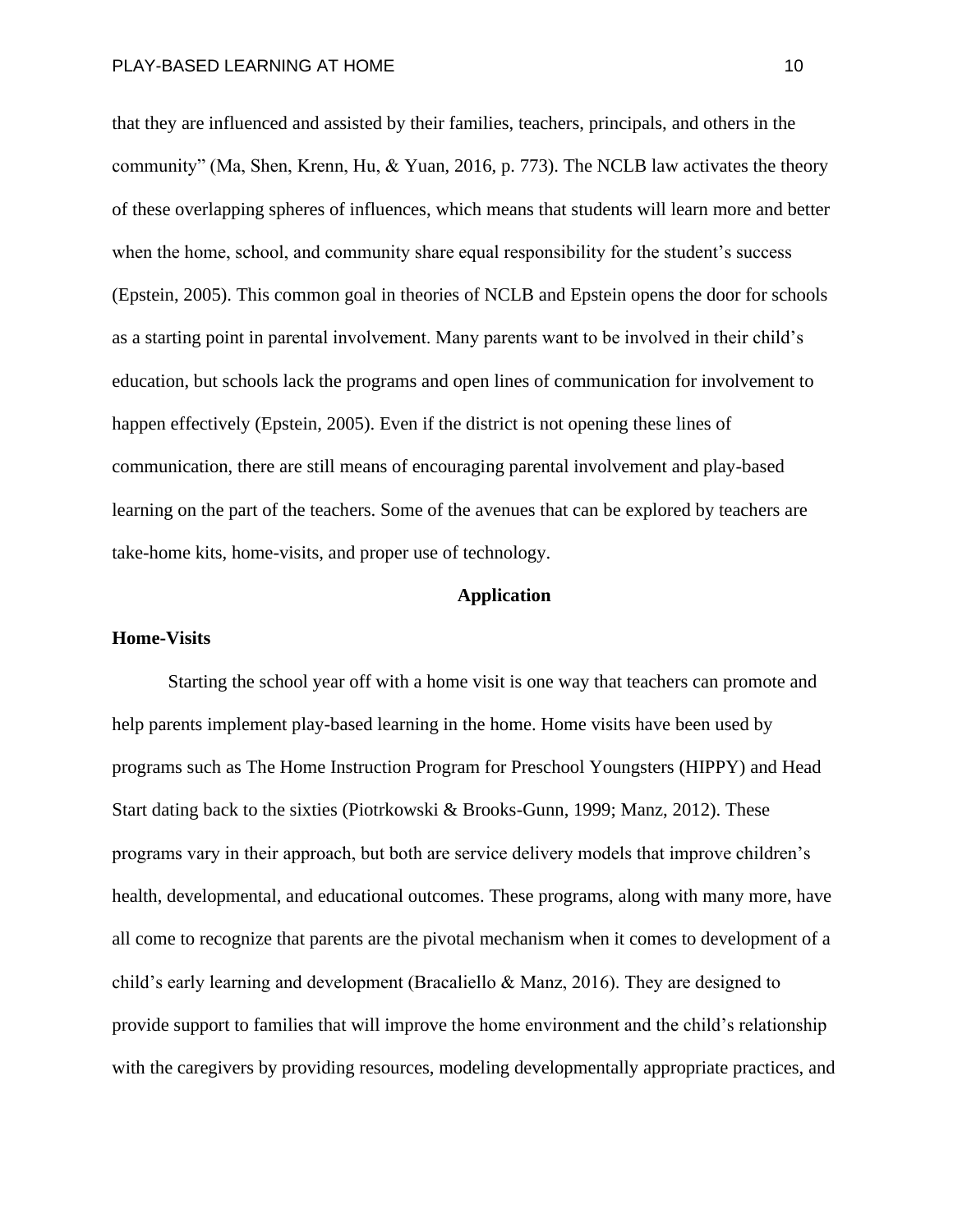that they are influenced and assisted by their families, teachers, principals, and others in the community" (Ma, Shen, Krenn, Hu, & Yuan, 2016, p. 773). The NCLB law activates the theory of these overlapping spheres of influences, which means that students will learn more and better when the home, school, and community share equal responsibility for the student's success (Epstein, 2005). This common goal in theories of NCLB and Epstein opens the door for schools as a starting point in parental involvement. Many parents want to be involved in their child's education, but schools lack the programs and open lines of communication for involvement to happen effectively (Epstein, 2005). Even if the district is not opening these lines of communication, there are still means of encouraging parental involvement and play-based learning on the part of the teachers. Some of the avenues that can be explored by teachers are take-home kits, home-visits, and proper use of technology.

## Application

### Home-Visits

Starting the school year off with a home visit is one way that teachers can promote and help parents implement play-based learning in the home. Home visits have been used by programs such as The Home Instruction Program for Preschool Youngsters (HIPPY) and Head Start dating back to the sixties (Piotrkowski & Brooks-Gunn, 1999; Manz, 2012). These programs vary in their approach, but both are service delivery models that improve children's health, developmental, and educational outcomes. These programs, along with many more, have all come to recognize that parents are the pivotal mechanism when it comes to development of a child's early learning and development (Bracaliello & Manz, 2016). They are designed to provide support to families that will improve the home environment and the child's relationship with the caregivers by providing resources, modeling developmentally appropriate practices, and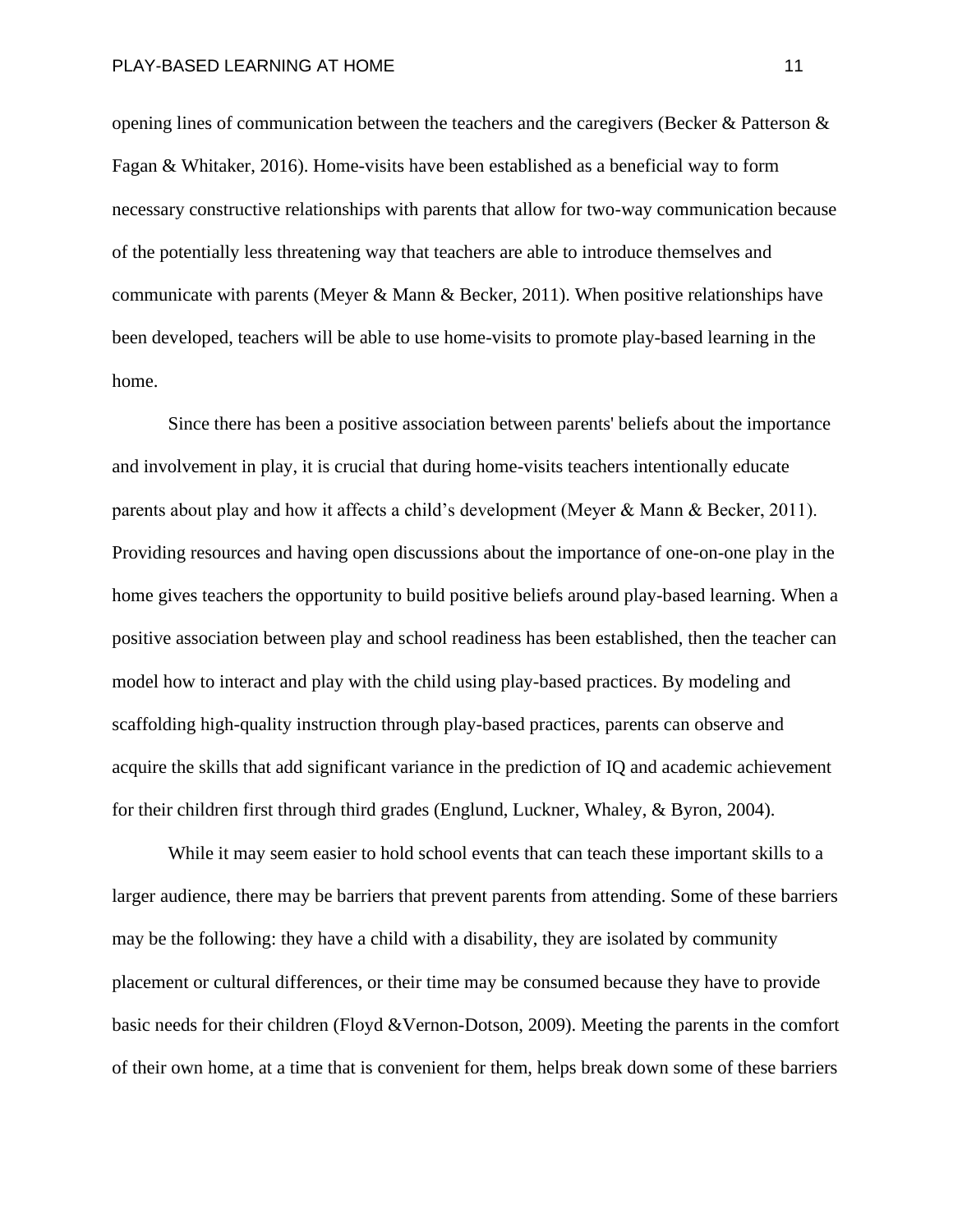opening lines of communication between the teachers and the caregivers (Becker & Patterson & Fagan & Whitaker, 2016). Home-visits have been established as a beneficial way to form necessary constructive relationships with parents that allow for two-way communication because of the potentially less threatening way that teachers are able to introduce themselves and communicate with parents (Meyer & Mann & Becker, 2011). When positive relationships have been developed, teachers will be able to use home-visits to promote play-based learning in the home.

Since there has been a positive association between parents' beliefs about the importance and involvement in play, it is crucial that during home-visits teachers intentionally educate parents about play and how it affects a child's development (Meyer & Mann & Becker, 2011). Providing resources and having open discussions about the importance of one-on-one play in the home gives teachers the opportunity to build positive beliefs around play-based learning. When a positive association between play and school readiness has been established, then the teacher can model how to interact and play with the child using play-based practices. By modeling and scaffolding high-quality instruction through play-based practices, parents can observe and acquire the skills that add significant variance in the prediction of IQ and academic achievement for their children first through third grades (Englund, Luckner, Whaley, & Byron, 2004).

While it may seem easier to hold school events that can teach these important skills to a larger audience, there may be barriers that prevent parents from attending. Some of these barriers may be the following: they have a child with a disability, they are isolated by community placement or cultural differences, or their time may be consumed because they have to provide basic needs for their children (Floyd &Vernon-Dotson, 2009). Meeting the parents in the comfort of their own home, at a time that is convenient for them, helps break down some of these barriers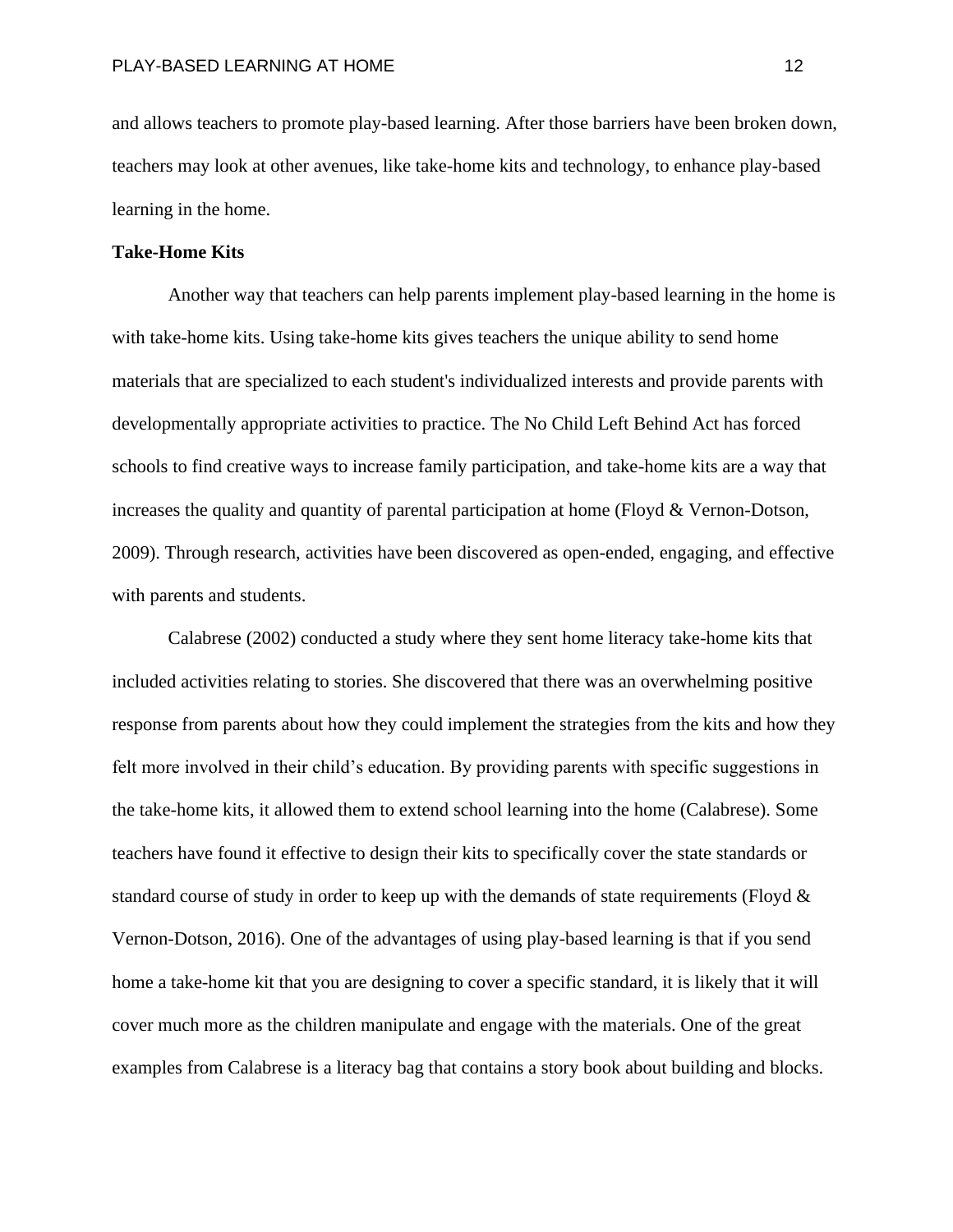and allows teachers to promote play-based learning. After those barriers have been broken down, teachers may look at other avenues, like take-home kits and technology, to enhance play-based learning in the home.

## Take-Home Kits

Another way that teachers can help parents implement play-based learning in the home is with take-home kits. Using take-home kits gives teachers the unique ability to send home materials that are specialized to each student's individualized interests and provide parents with developmentally appropriate activities to practice. The No Child Left Behind Act has forced schools to find creative ways to increase family participation, and take-home kits are a way that increases the quality and quantity of parental participation at home (Floyd & Vernon-Dotson, 2009). Through research, activities have been discovered as open-ended, engaging, and effective with parents and students.

Calabrese (2002) conducted a study where they sent home literacy take-home kits that included activities relating to stories. She discovered that there was an overwhelming positive response from parents about how they could implement the strategies from the kits and how they felt more involved in their child's education. By providing parents with specific suggestions in the take-home kits, it allowed them to extend school learning into the home (Calabrese). Some teachers have found it effective to design their kits to specifically cover the state standards or standard course of study in order to keep up with the demands of state requirements (Floyd & Vernon-Dotson, 2016). One of the advantages of using play-based learning is that if you send home a take-home kit that you are designing to cover a specific standard, it is likely that it will cover much more as the children manipulate and engage with the materials. One of the great examples from Calabrese is a literacy bag that contains a story book about building and blocks.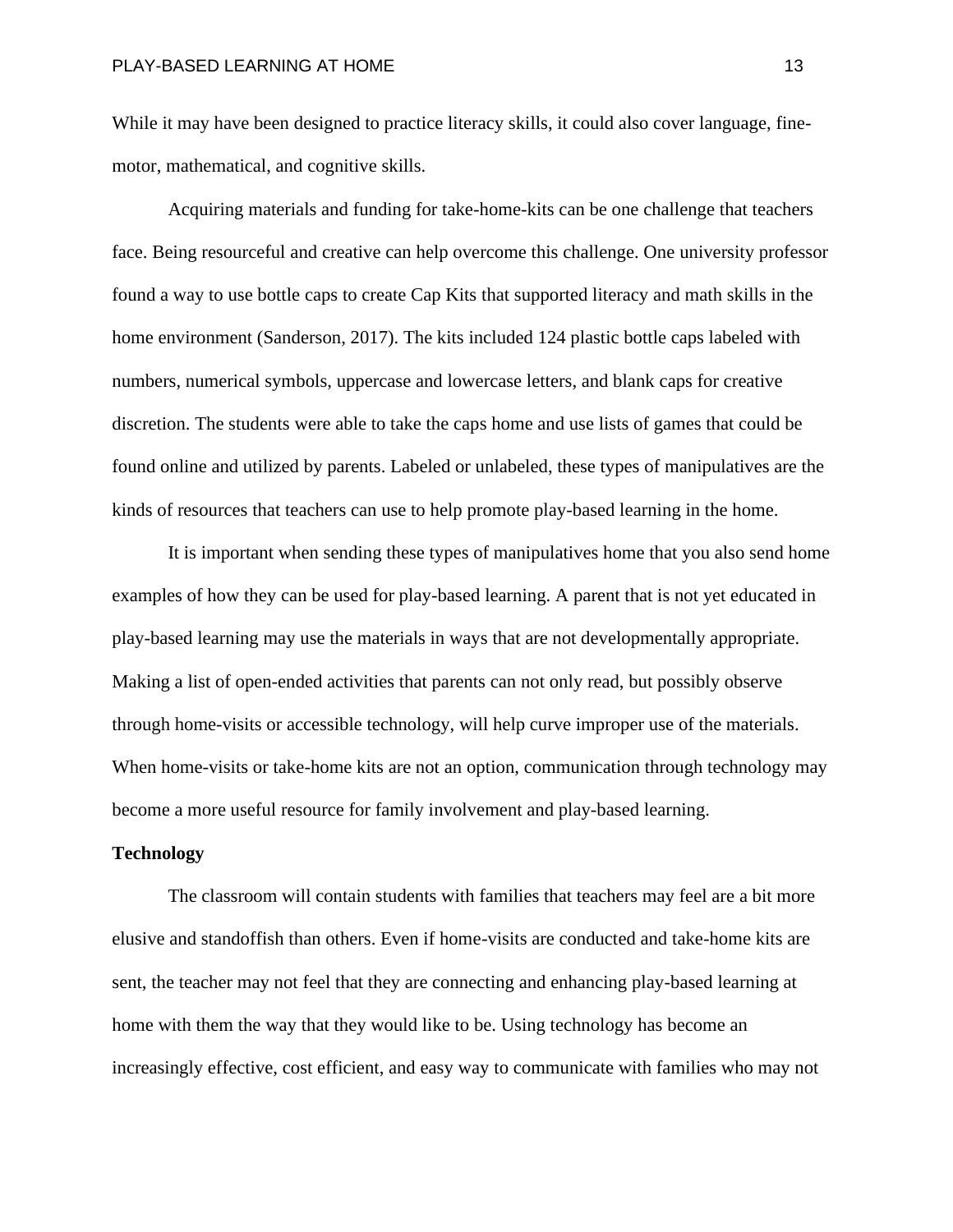While it may have been designed to practice literacy skills, it could also cover language, fine-motor, mathematical, and cognitive skills.

Acquiring materials and funding for take-home-kits can be one challenge that teachers face. Being resourceful and creative can help overcome this challenge. One university professor found a way to use bottle caps to create Cap Kits that supported literacy and math skills in the home environment (Sanderson, 2017). The kits included 124 plastic bottle caps labeled with numbers, numerical symbols, uppercase and lowercase letters, and blank caps for creative discretion. The students were able to take the caps home and use lists of games that could be found online and utilized by parents. Labeled or unlabeled, these types of manipulatives are the kinds of resources that teachers can use to help promote play-based learning in the home.

It is important when sending these types of manipulatives home that you also send home examples of how they can be used for play-based learning. A parent that is not yet educated in play-based learning may use the materials in ways that are not developmentally appropriate. Making a list of open-ended activities that parents can not only read, but possibly observe through home-visits or accessible technology, will help curve improper use of the materials. When home-visits or take-home kits are not an option, communication through technology may become a more useful resource for family involvement and play-based learning.

**Technology**

The classroom will contain students with families that teachers may feel are a bit more elusive and standoffish than others. Even if home-visits are conducted and take-home kits are sent, the teacher may not feel that they are connecting and enhancing play-based learning at home with them the way that they would like to be. Using technology has become an increasingly effective, cost efficient, and easy way to communicate with families who may not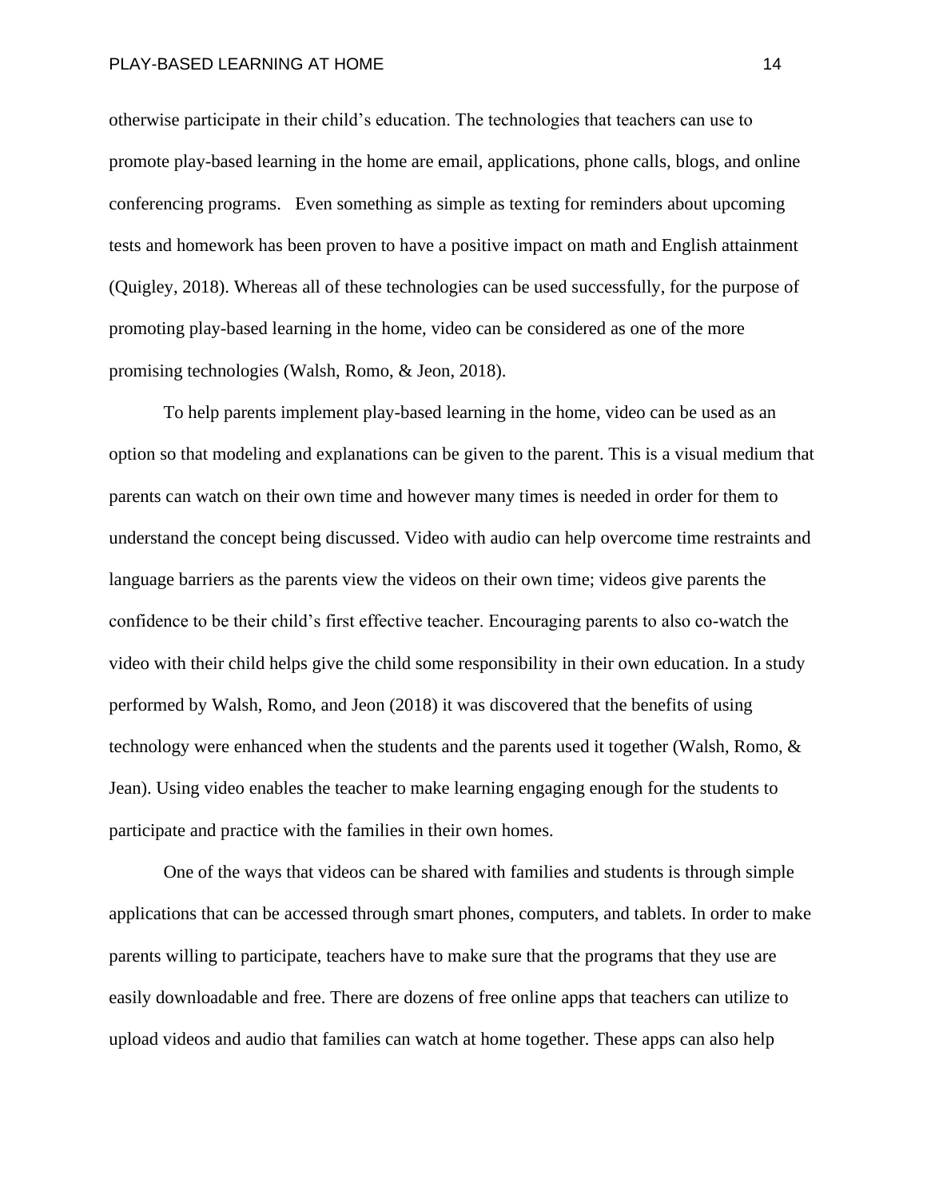otherwise participate in their child's education. The technologies that teachers can use to promote play-based learning in the home are email, applications, phone calls, blogs, and online conferencing programs. Even something as simple as texting for reminders about upcoming tests and homework has been proven to have a positive impact on math and English attainment (Quigley, 2018). Whereas all of these technologies can be used successfully, for the purpose of promoting play-based learning in the home, video can be considered as one of the more promising technologies (Walsh, Romo, & Jeon, 2018).

To help parents implement play-based learning in the home, video can be used as an option so that modeling and explanations can be given to the parent. This is a visual medium that parents can watch on their own time and however many times is needed in order for them to understand the concept being discussed. Video with audio can help overcome time restraints and language barriers as the parents view the videos on their own time; videos give parents the confidence to be their child's first effective teacher. Encouraging parents to also co-watch the video with their child helps give the child some responsibility in their own education. In a study performed by Walsh, Romo, and Jeon (2018) it was discovered that the benefits of using technology were enhanced when the students and the parents used it together (Walsh, Romo, & Jean). Using video enables the teacher to make learning engaging enough for the students to participate and practice with the families in their own homes.

One of the ways that videos can be shared with families and students is through simple applications that can be accessed through smart phones, computers, and tablets. In order to make parents willing to participate, teachers have to make sure that the programs that they use are easily downloadable and free. There are dozens of free online apps that teachers can utilize to upload videos and audio that families can watch at home together. These apps can also help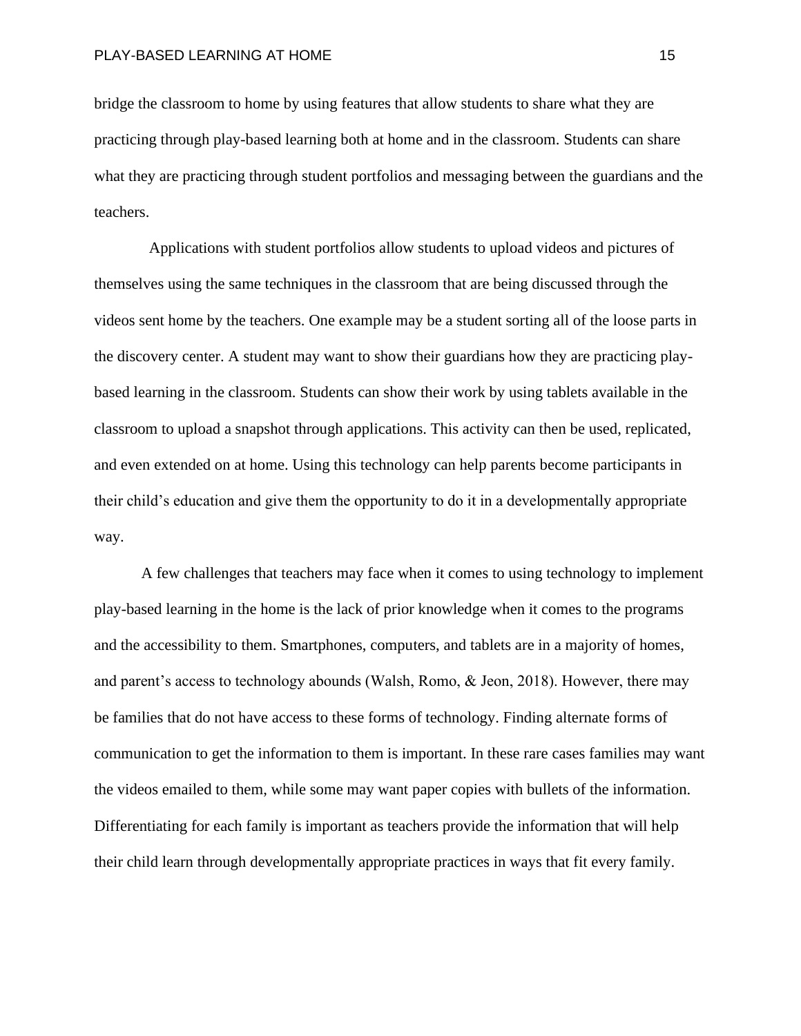bridge the classroom to home by using features that allow students to share what they are practicing through play-based learning both at home and in the classroom. Students can share what they are practicing through student portfolios and messaging between the guardians and the teachers.

Applications with student portfolios allow students to upload videos and pictures of themselves using the same techniques in the classroom that are being discussed through the videos sent home by the teachers. One example may be a student sorting all of the loose parts in the discovery center. A student may want to show their guardians how they are practicing play-based learning in the classroom. Students can show their work by using tablets available in the classroom to upload a snapshot through applications. This activity can then be used, replicated, and even extended on at home. Using this technology can help parents become participants in their child's education and give them the opportunity to do it in a developmentally appropriate way.

A few challenges that teachers may face when it comes to using technology to implement play-based learning in the home is the lack of prior knowledge when it comes to the programs and the accessibility to them. Smartphones, computers, and tablets are in a majority of homes, and parent's access to technology abounds (Walsh, Romo, & Jeon, 2018). However, there may be families that do not have access to these forms of technology. Finding alternate forms of communication to get the information to them is important. In these rare cases families may want the videos emailed to them, while some may want paper copies with bullets of the information. Differentiating for each family is important as teachers provide the information that will help their child learn through developmentally appropriate practices in ways that fit every family.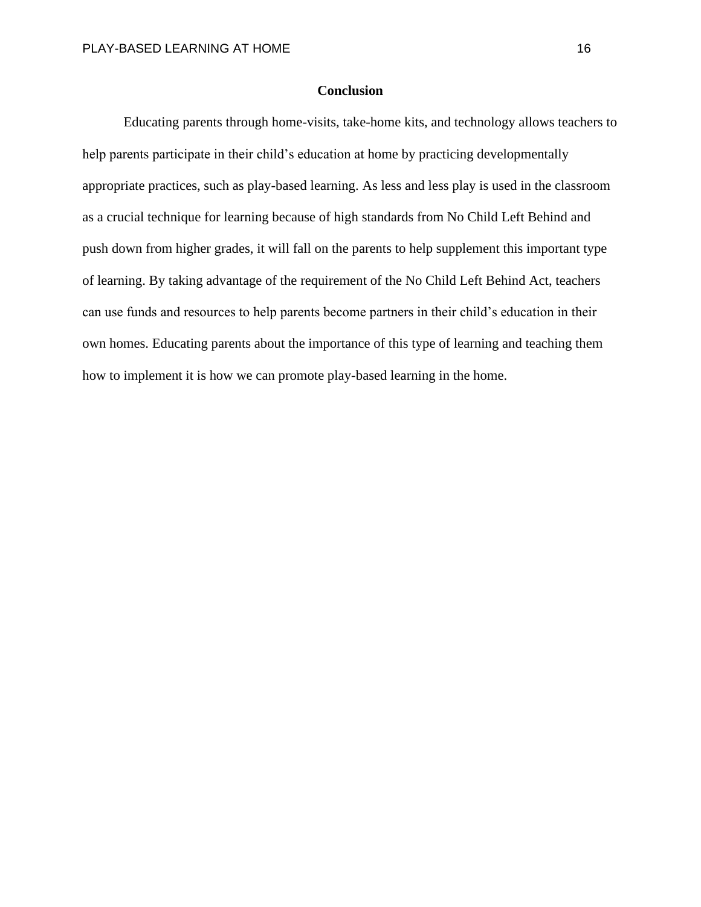## Conclusion

Educating parents through home-visits, take-home kits, and technology allows teachers to help parents participate in their child's education at home by practicing developmentally appropriate practices, such as play-based learning. As less and less play is used in the classroom as a crucial technique for learning because of high standards from No Child Left Behind and push down from higher grades, it will fall on the parents to help supplement this important type of learning. By taking advantage of the requirement of the No Child Left Behind Act, teachers can use funds and resources to help parents become partners in their child's education in their own homes. Educating parents about the importance of this type of learning and teaching them how to implement it is how we can promote play-based learning in the home.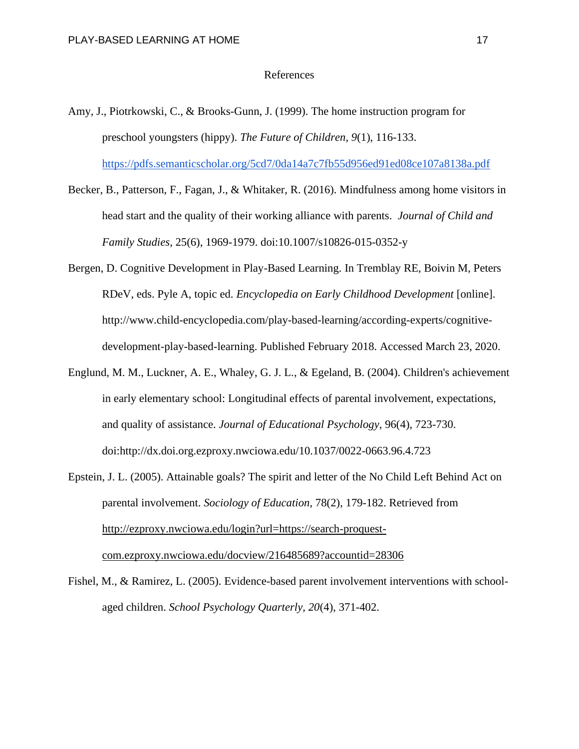# References

Amy, J., Piotrkowski, C., & Brooks-Gunn, J. (1999). The home instruction program for preschool youngsters (hippy). *The Future of Children, 9*(1), 116-133. https://pdfs.semanticscholar.org/5cd7/0da14a7c7fb55d956ed91ed08ce107a8138a.pdf

Becker, B., Patterson, F., Fagan, J., & Whitaker, R. (2016). Mindfulness among home visitors in head start and the quality of their working alliance with parents. *Journal of Child and Family Studies*, 25(6), 1969-1979. doi:10.1007/s10826-015-0352-y

Bergen, D. Cognitive Development in Play-Based Learning. In Tremblay RE, Boivin M, Peters RDeV, eds. Pyle A, topic ed. *Encyclopedia on Early Childhood Development* [online]. http://www.child-encyclopedia.com/play-based-learning/according-experts/cognitive-development-play-based-learning. Published February 2018. Accessed March 23, 2020.

Englund, M. M., Luckner, A. E., Whaley, G. J. L., & Egeland, B. (2004). Children's achievement in early elementary school: Longitudinal effects of parental involvement, expectations, and quality of assistance. *Journal of Educational Psychology*, 96(4), 723-730. doi:http://dx.doi.org.ezproxy.nwciowa.edu/10.1037/0022-0663.96.4.723

Epstein, J. L. (2005). Attainable goals? The spirit and letter of the No Child Left Behind Act on parental involvement. *Sociology of Education*, 78(2), 179-182. Retrieved from http://ezproxy.nwciowa.edu/login?url=https://search-proquest-com.ezproxy.nwciowa.edu/docview/216485689?accountid=28306

Fishel, M., & Ramirez, L. (2005). Evidence-based parent involvement interventions with school-aged children. *School Psychology Quarterly, 20*(4), 371-402.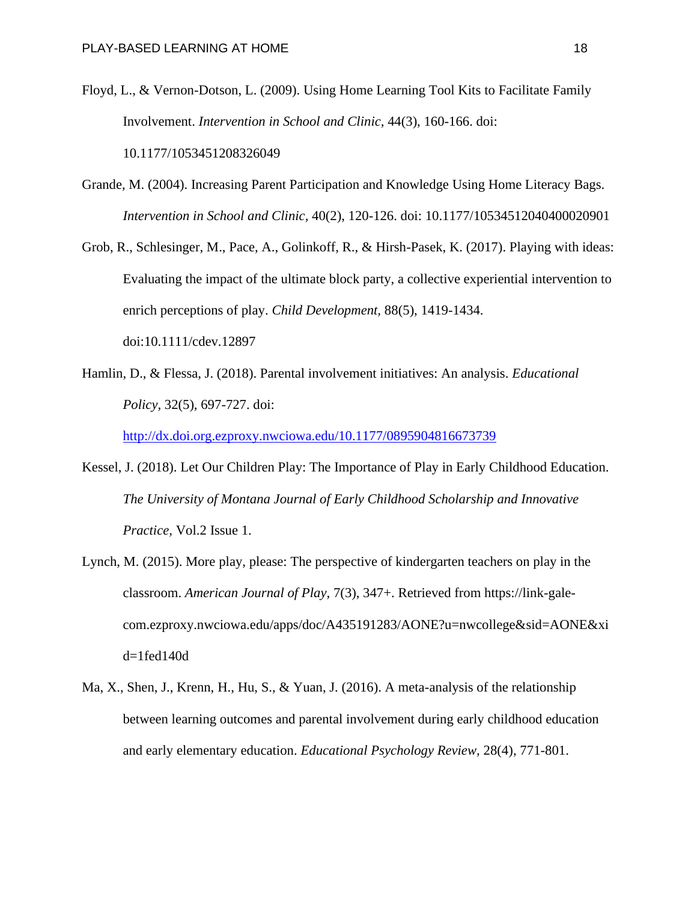Floyd, L., & Vernon-Dotson, L. (2009). Using Home Learning Tool Kits to Facilitate Family Involvement. *Intervention in School and Clinic,* 44(3), 160-166. doi: 10.1177/1053451208326049

Grande, M. (2004). Increasing Parent Participation and Knowledge Using Home Literacy Bags. *Intervention in School and Clinic,* 40(2), 120-126. doi: 10.1177/10534512040400020901

Grob, R., Schlesinger, M., Pace, A., Golinkoff, R., & Hirsh-Pasek, K. (2017). Playing with ideas: Evaluating the impact of the ultimate block party, a collective experiential intervention to enrich perceptions of play. *Child Development,* 88(5), 1419-1434. doi:10.1111/cdev.12897

Hamlin, D., & Flessa, J. (2018). Parental involvement initiatives: An analysis. *Educational Policy*, 32(5), 697-727. doi: http://dx.doi.org.ezproxy.nwciowa.edu/10.1177/0895904816673739

Kessel, J. (2018). Let Our Children Play: The Importance of Play in Early Childhood Education. *The University of Montana Journal of Early Childhood Scholarship and Innovative Practice,* Vol.2 Issue 1.

Lynch, M. (2015). More play, please: The perspective of kindergarten teachers on play in the classroom. *American Journal of Play,* 7(3), 347+. Retrieved from https://link-gale-com.ezproxy.nwciowa.edu/apps/doc/A435191283/AONE?u=nwcollege&sid=AONE&xid=1fed140d

Ma, X., Shen, J., Krenn, H., Hu, S., & Yuan, J. (2016). A meta-analysis of the relationship between learning outcomes and parental involvement during early childhood education and early elementary education. *Educational Psychology Review,* 28(4), 771-801.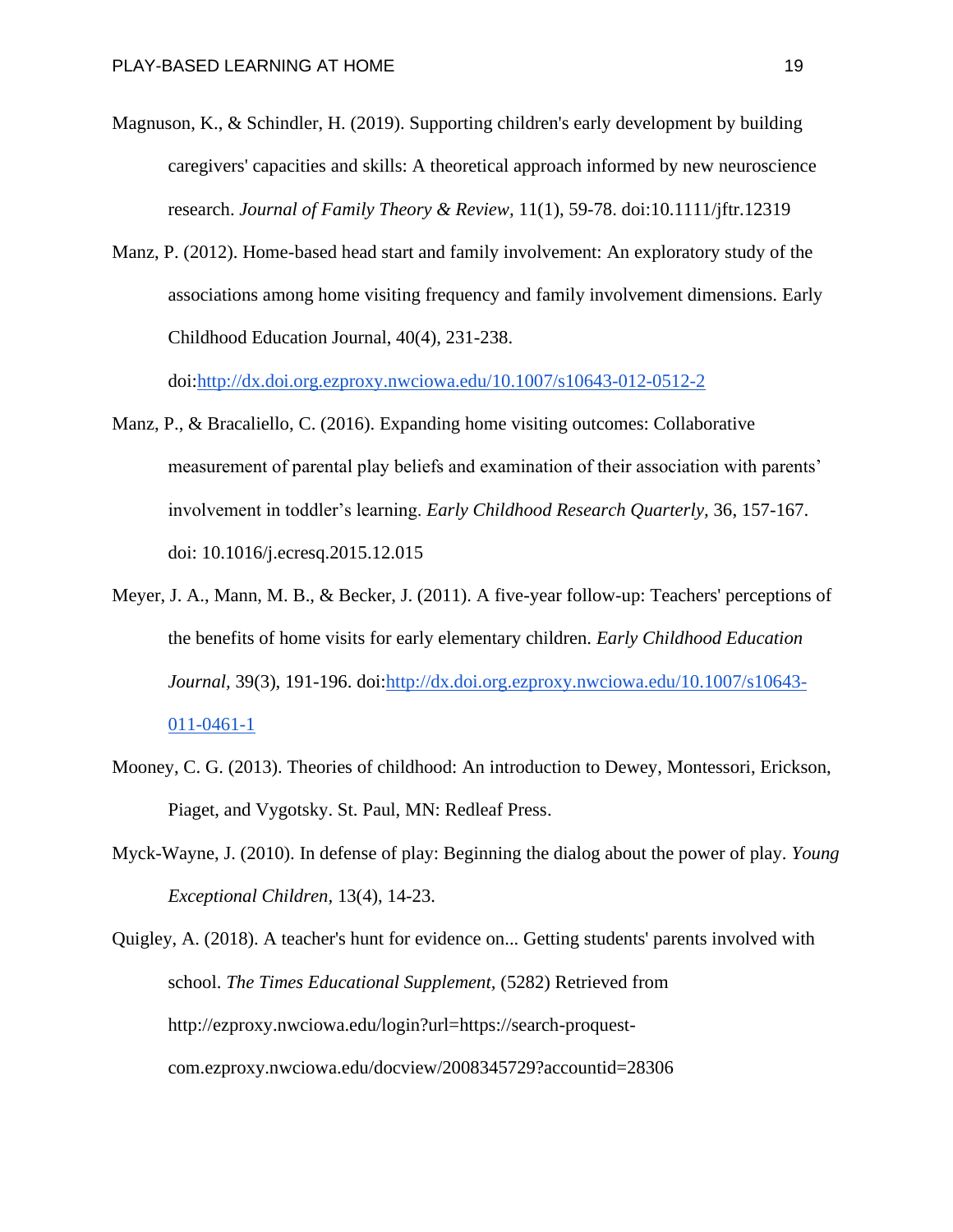Magnuson, K., & Schindler, H. (2019). Supporting children's early development by building caregivers' capacities and skills: A theoretical approach informed by new neuroscience research. *Journal of Family Theory & Review,* 11(1), 59-78. doi:10.1111/jftr.12319

Manz, P. (2012). Home-based head start and family involvement: An exploratory study of the associations among home visiting frequency and family involvement dimensions. Early Childhood Education Journal, 40(4), 231-238. doi:http://dx.doi.org.ezproxy.nwciowa.edu/10.1007/s10643-012-0512-2

Manz, P., & Bracaliello, C. (2016). Expanding home visiting outcomes: Collaborative measurement of parental play beliefs and examination of their association with parents' involvement in toddler's learning. *Early Childhood Research Quarterly*, 36, 157-167. doi: 10.1016/j.ecresq.2015.12.015

Meyer, J. A., Mann, M. B., & Becker, J. (2011). A five-year follow-up: Teachers' perceptions of the benefits of home visits for early elementary children. *Early Childhood Education Journal*, 39(3), 191-196. doi:http://dx.doi.org.ezproxy.nwciowa.edu/10.1007/s10643-011-0461-1

Mooney, C. G. (2013). Theories of childhood: An introduction to Dewey, Montessori, Erickson, Piaget, and Vygotsky. St. Paul, MN: Redleaf Press.

Myck-Wayne, J. (2010). In defense of play: Beginning the dialog about the power of play. *Young Exceptional Children*, 13(4), 14-23.

Quigley, A. (2018). A teacher's hunt for evidence on... Getting students' parents involved with school. *The Times Educational Supplement*, (5282) Retrieved from http://ezproxy.nwciowa.edu/login?url=https://search-proquest-com.ezproxy.nwciowa.edu/docview/2008345729?accountid=28306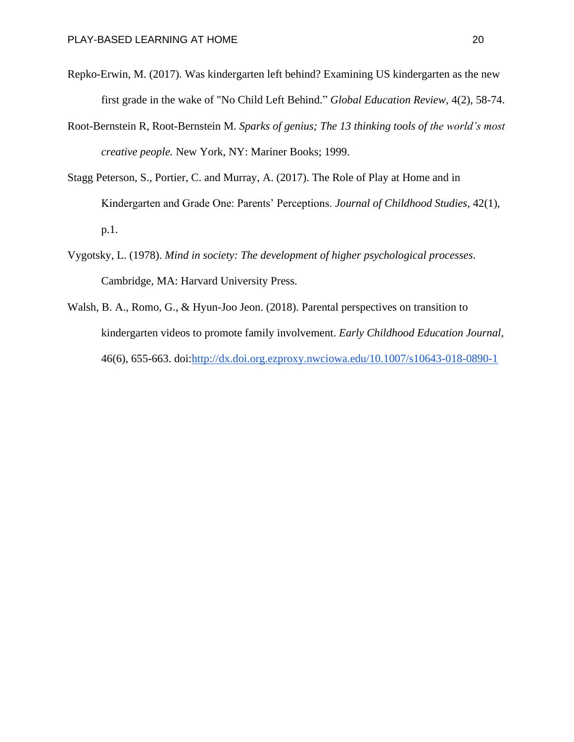Repko-Erwin, M. (2017). Was kindergarten left behind? Examining US kindergarten as the new first grade in the wake of "No Child Left Behind." *Global Education Review*, 4(2), 58-74.

Root-Bernstein R, Root-Bernstein M. *Sparks of genius; The 13 thinking tools of the world's most creative people.* New York, NY: Mariner Books; 1999.

Stagg Peterson, S., Portier, C. and Murray, A. (2017). The Role of Play at Home and in Kindergarten and Grade One: Parents' Perceptions. *Journal of Childhood Studies*, 42(1), p.1.

Vygotsky, L. (1978). *Mind in society: The development of higher psychological processes*. Cambridge, MA: Harvard University Press.

Walsh, B. A., Romo, G., & Hyun-Joo Jeon. (2018). Parental perspectives on transition to kindergarten videos to promote family involvement. *Early Childhood Education Journal*, 46(6), 655-663. doi:http://dx.doi.org.ezproxy.nwciowa.edu/10.1007/s10643-018-0890-1